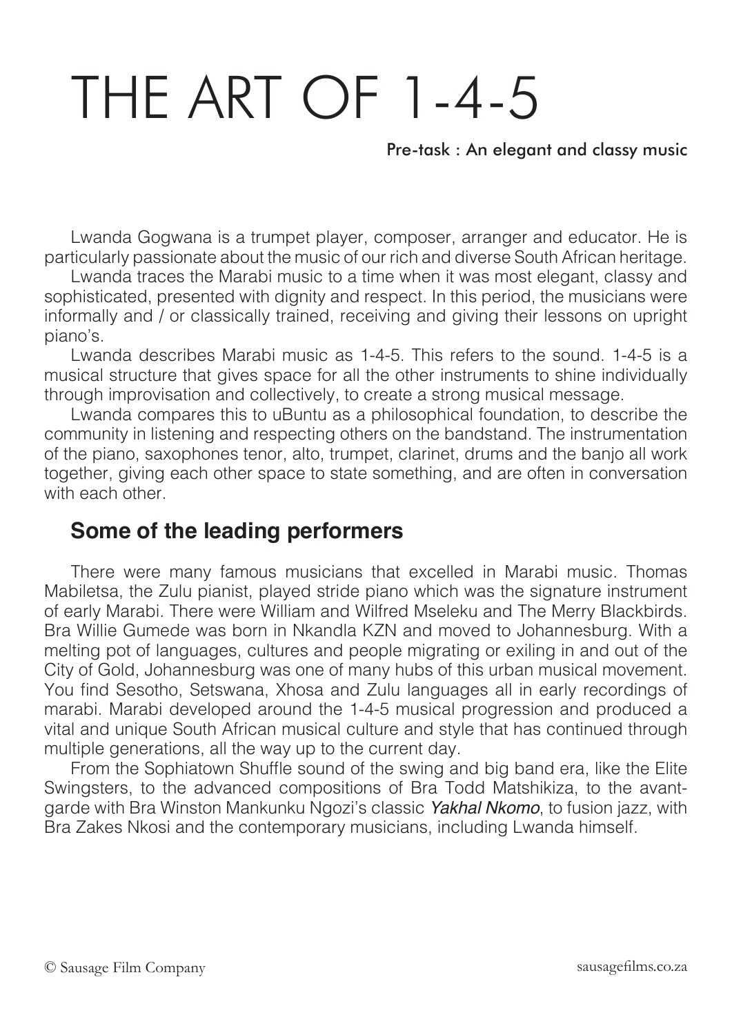# THE ART OF 1-4-5

Pre-task : An elegant and classy music

Lwanda Gogwana is a trumpet player, composer, arranger and educator. He is particularly passionate about the music of our rich and diverse South African heritage.

Lwanda traces the Marabi music to a time when it was most elegant, classy and sophisticated, presented with dignity and respect. In this period, the musicians were informally and / or classically trained, receiving and giving their lessons on upright piano's.

Lwanda describes Marabi music as 1-4-5. This refers to the sound. 1-4-5 is a musical structure that gives space for all the other instruments to shine individually through improvisation and collectively, to create a strong musical message.

Lwanda compares this to uBuntu as a philosophical foundation, to describe the community in listening and respecting others on the bandstand. The instrumentation of the piano, saxophones tenor, alto, trumpet, clarinet, drums and the banjo all work together, giving each other space to state something, and are often in conversation with each other.

## Some of the leading performers

There were many famous musicians that excelled in Marabi music. Thomas Mabiletsa, the Zulu pianist, played stride piano which was the signature instrument of early Marabi. There were William and Wilfred Mseleku and The Merry Blackbirds. Bra Willie Gumede was born in Nkandla KZN and moved to Johannesburg. With a melting pot of languages, cultures and people migrating or exiling in and out of the City of Gold, Johannesburg was one of many hubs of this urban musical movement. You find Sesotho, Setswana, Xhosa and Zulu languages all in early recordings of marabi. Marabi developed around the 1-4-5 musical progression and produced a vital and unique South African musical culture and style that has continued through multiple generations, all the way up to the current day.

From the Sophiatown Shuffle sound of the swing and big band era, like the Elite Swingsters, to the advanced compositions of Bra Todd Matshikiza, to the avant-garde with Bra Winston Mankunku Ngozi's classic *Yakhal Nkomo*, to fusion jazz, with Bra Zakes Nkosi and the contemporary musicians, including Lwanda himself.

© Sausage Film Company sausagefilms.co.za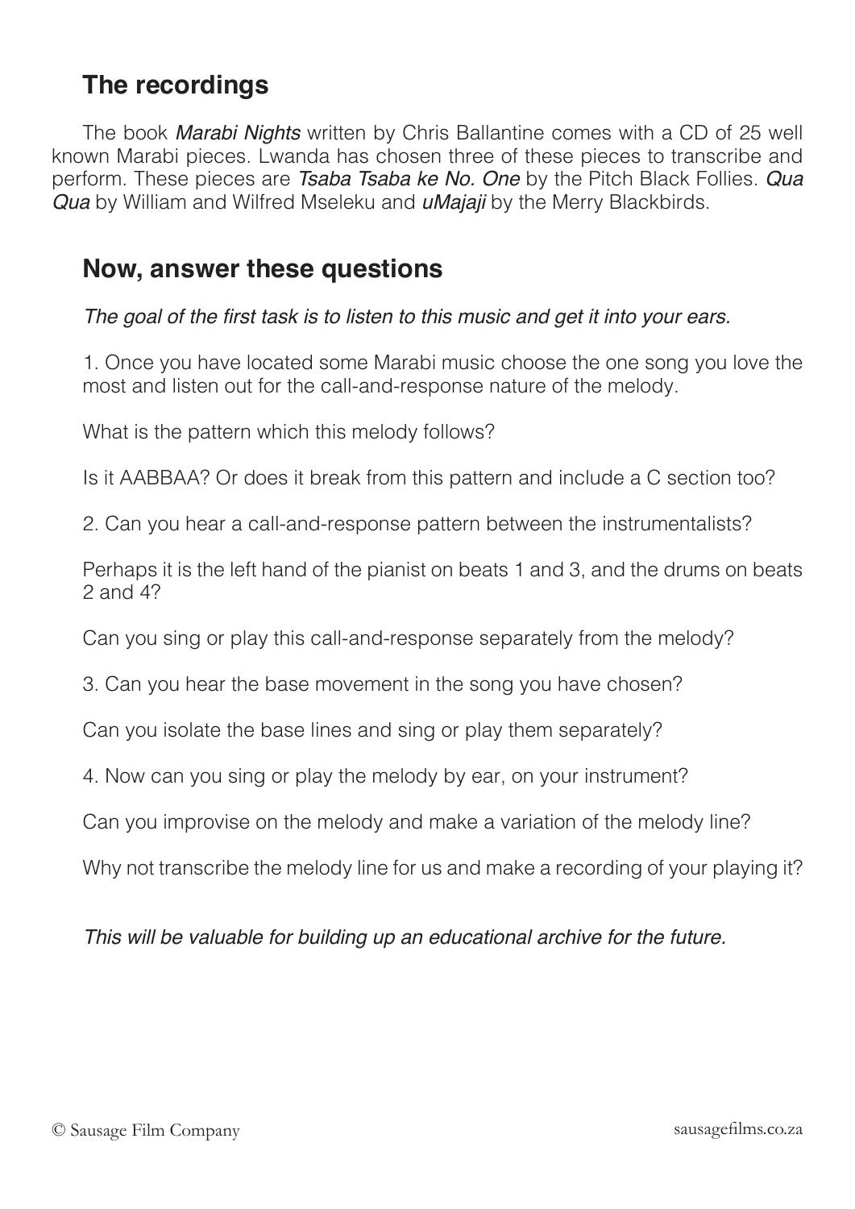## The recordings

The book *Marabi Nights* written by Chris Ballantine comes with a CD of 25 well known Marabi pieces. Lwanda has chosen three of these pieces to transcribe and perform. These pieces are *Tsaba Tsaba ke No. One* by the Pitch Black Follies. *Qua Qua* by William and Wilfred Mseleku and *uMajaji* by the Merry Blackbirds.

## Now, answer these questions

*The goal of the first task is to listen to this music and get it into your ears.*

1. Once you have located some Marabi music choose the one song you love the most and listen out for the call-and-response nature of the melody.

What is the pattern which this melody follows?

Is it AABBAA? Or does it break from this pattern and include a C section too?

2. Can you hear a call-and-response pattern between the instrumentalists?

Perhaps it is the left hand of the pianist on beats 1 and 3, and the drums on beats 2 and 4?

Can you sing or play this call-and-response separately from the melody?

3. Can you hear the base movement in the song you have chosen?

Can you isolate the base lines and sing or play them separately?

4. Now can you sing or play the melody by ear, on your instrument?

Can you improvise on the melody and make a variation of the melody line?

Why not transcribe the melody line for us and make a recording of your playing it?

*This will be valuable for building up an educational archive for the future.*